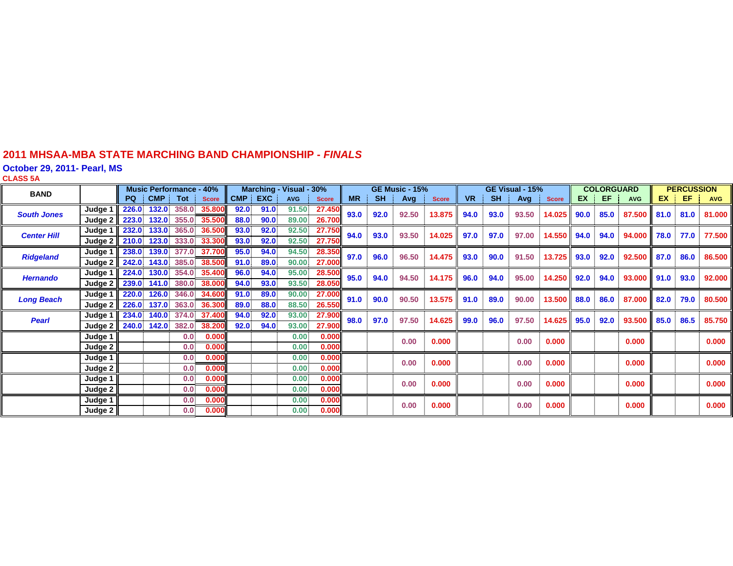# 2011 MHSAA-MBA STATE MARCHING BAND CHAMPIONSHIP - *FINALS*

## October 29, 2011- Pearl, MS

**CLASS 5A**

| BAND | | Music Performance - 40% | | | | Marching - Visual - 30% | | | | GE Music - 15% | | | | GE Visual - 15% | | | | COLORGUARD | | | PERCUSSION | | |
|---|---|---|---|---|---|---|---|---|---|---|---|---|---|---|---|---|---|---|---|---|---|---|---|
| | | PQ | CMP | Tot | Score | CMP | EXC | AVG | Score | MR | SH | Avg | Score | VR | SH | Avg | Score | EX | EF | AVG | EX | EF | AVG |
| *South Jones* | Judge 1 | 226.0 | 132.0 | 358.0 | 35.800 | 92.0 | 91.0 | 91.50 | 27.450 | 93.0 | 92.0 | 92.50 | 13.875 | 94.0 | 93.0 | 93.50 | 14.025 | 90.0 | 85.0 | 87.500 | 81.0 | 81.0 | 81.000 |
| | Judge 2 | 223.0 | 132.0 | 355.0 | 35.500 | 88.0 | 90.0 | 89.00 | 26.700 | | | | | | | | | | | | | | |
| *Center Hill* | Judge 1 | 232.0 | 133.0 | 365.0 | 36.500 | 93.0 | 92.0 | 92.50 | 27.750 | 94.0 | 93.0 | 93.50 | 14.025 | 97.0 | 97.0 | 97.00 | 14.550 | 94.0 | 94.0 | 94.000 | 78.0 | 77.0 | 77.500 |
| | Judge 2 | 210.0 | 123.0 | 333.0 | 33.300 | 93.0 | 92.0 | 92.50 | 27.750 | | | | | | | | | | | | | | |
| *Ridgeland* | Judge 1 | 238.0 | 139.0 | 377.0 | 37.700 | 95.0 | 94.0 | 94.50 | 28.350 | 97.0 | 96.0 | 96.50 | 14.475 | 93.0 | 90.0 | 91.50 | 13.725 | 93.0 | 92.0 | 92.500 | 87.0 | 86.0 | 86.500 |
| | Judge 2 | 242.0 | 143.0 | 385.0 | 38.500 | 91.0 | 89.0 | 90.00 | 27.000 | | | | | | | | | | | | | | |
| *Hernando* | Judge 1 | 224.0 | 130.0 | 354.0 | 35.400 | 96.0 | 94.0 | 95.00 | 28.500 | 95.0 | 94.0 | 94.50 | 14.175 | 96.0 | 94.0 | 95.00 | 14.250 | 92.0 | 94.0 | 93.000 | 91.0 | 93.0 | 92.000 |
| | Judge 2 | 239.0 | 141.0 | 380.0 | 38.000 | 94.0 | 93.0 | 93.50 | 28.050 | | | | | | | | | | | | | | |
| *Long Beach* | Judge 1 | 220.0 | 126.0 | 346.0 | 34.600 | 91.0 | 89.0 | 90.00 | 27.000 | 91.0 | 90.0 | 90.50 | 13.575 | 91.0 | 89.0 | 90.00 | 13.500 | 88.0 | 86.0 | 87.000 | 82.0 | 79.0 | 80.500 |
| | Judge 2 | 226.0 | 137.0 | 363.0 | 36.300 | 89.0 | 88.0 | 88.50 | 26.550 | | | | | | | | | | | | | | |
| *Pearl* | Judge 1 | 234.0 | 140.0 | 374.0 | 37.400 | 94.0 | 92.0 | 93.00 | 27.900 | 98.0 | 97.0 | 97.50 | 14.625 | 99.0 | 96.0 | 97.50 | 14.625 | 95.0 | 92.0 | 93.500 | 85.0 | 86.5 | 85.750 |
| | Judge 2 | 240.0 | 142.0 | 382.0 | 38.200 | 92.0 | 94.0 | 93.00 | 27.900 | | | | | | | | | | | | | | |
| | Judge 1 | | | 0.0 | 0.000 | | | 0.00 | 0.000 | | | 0.00 | 0.000 | | | 0.00 | 0.000 | | | 0.000 | | | 0.000 |
| | Judge 2 | | | 0.0 | 0.000 | | | 0.00 | 0.000 | | | | | | | | | | | | | | |
| | Judge 1 | | | 0.0 | 0.000 | | | 0.00 | 0.000 | | | 0.00 | 0.000 | | | 0.00 | 0.000 | | | 0.000 | | | 0.000 |
| | Judge 2 | | | 0.0 | 0.000 | | | 0.00 | 0.000 | | | | | | | | | | | | | | |
| | Judge 1 | | | 0.0 | 0.000 | | | 0.00 | 0.000 | | | 0.00 | 0.000 | | | 0.00 | 0.000 | | | 0.000 | | | 0.000 |
| | Judge 2 | | | 0.0 | 0.000 | | | 0.00 | 0.000 | | | | | | | | | | | | | | |
| | Judge 1 | | | 0.0 | 0.000 | | | 0.00 | 0.000 | | | 0.00 | 0.000 | | | 0.00 | 0.000 | | | 0.000 | | | 0.000 |
| | Judge 2 | | | 0.0 | 0.000 | | | 0.00 | 0.000 | | | | | | | | | | | | | | |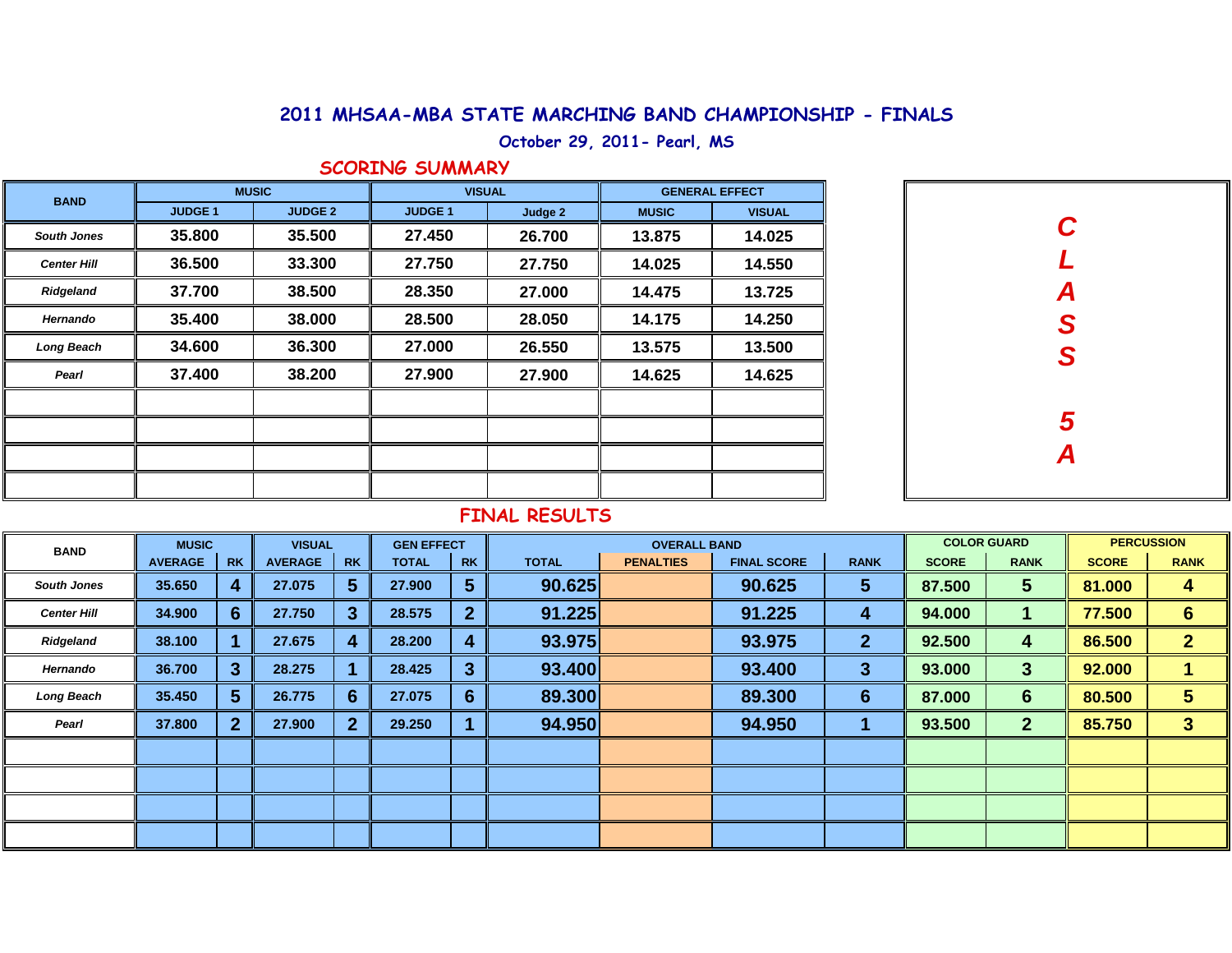# 2011 MHSAA-MBA STATE MARCHING BAND CHAMPIONSHIP - FINALS

October 29, 2011- Pearl, MS

## SCORING SUMMARY

| BAND | MUSIC | | VISUAL | | GENERAL EFFECT | |
|---|---|---|---|---|---|---|
| | JUDGE 1 | JUDGE 2 | JUDGE 1 | Judge 2 | MUSIC | VISUAL |
| *South Jones* | 35.800 | 35.500 | 27.450 | 26.700 | 13.875 | 14.025 |
| *Center Hill* | 36.500 | 33.300 | 27.750 | 27.750 | 14.025 | 14.550 |
| *Ridgeland* | 37.700 | 38.500 | 28.350 | 27.000 | 14.475 | 13.725 |
| *Hernando* | 35.400 | 38.000 | 28.500 | 28.050 | 14.175 | 14.250 |
| *Long Beach* | 34.600 | 36.300 | 27.000 | 26.550 | 13.575 | 13.500 |
| *Pearl* | 37.400 | 38.200 | 27.900 | 27.900 | 14.625 | 14.625 |

**CLASS 5A**

## FINAL RESULTS

| BAND | MUSIC | | VISUAL | | GEN EFFECT | | OVERALL BAND | | | | COLOR GUARD | | PERCUSSION | |
|---|---|---|---|---|---|---|---|---|---|---|---|---|---|---|
| | AVERAGE | RK | AVERAGE | RK | TOTAL | RK | TOTAL | PENALTIES | FINAL SCORE | RANK | SCORE | RANK | SCORE | RANK |
| *South Jones* | 35.650 | 4 | 27.075 | 5 | 27.900 | 5 | 90.625 | | 90.625 | 5 | 87.500 | 5 | 81.000 | 4 |
| *Center Hill* | 34.900 | 6 | 27.750 | 3 | 28.575 | 2 | 91.225 | | 91.225 | 4 | 94.000 | 1 | 77.500 | 6 |
| *Ridgeland* | 38.100 | 1 | 27.675 | 4 | 28.200 | 4 | 93.975 | | 93.975 | 2 | 92.500 | 4 | 86.500 | 2 |
| *Hernando* | 36.700 | 3 | 28.275 | 1 | 28.425 | 3 | 93.400 | | 93.400 | 3 | 93.000 | 3 | 92.000 | 1 |
| *Long Beach* | 35.450 | 5 | 26.775 | 6 | 27.075 | 6 | 89.300 | | 89.300 | 6 | 87.000 | 6 | 80.500 | 5 |
| *Pearl* | 37.800 | 2 | 27.900 | 2 | 29.250 | 1 | 94.950 | | 94.950 | 1 | 93.500 | 2 | 85.750 | 3 |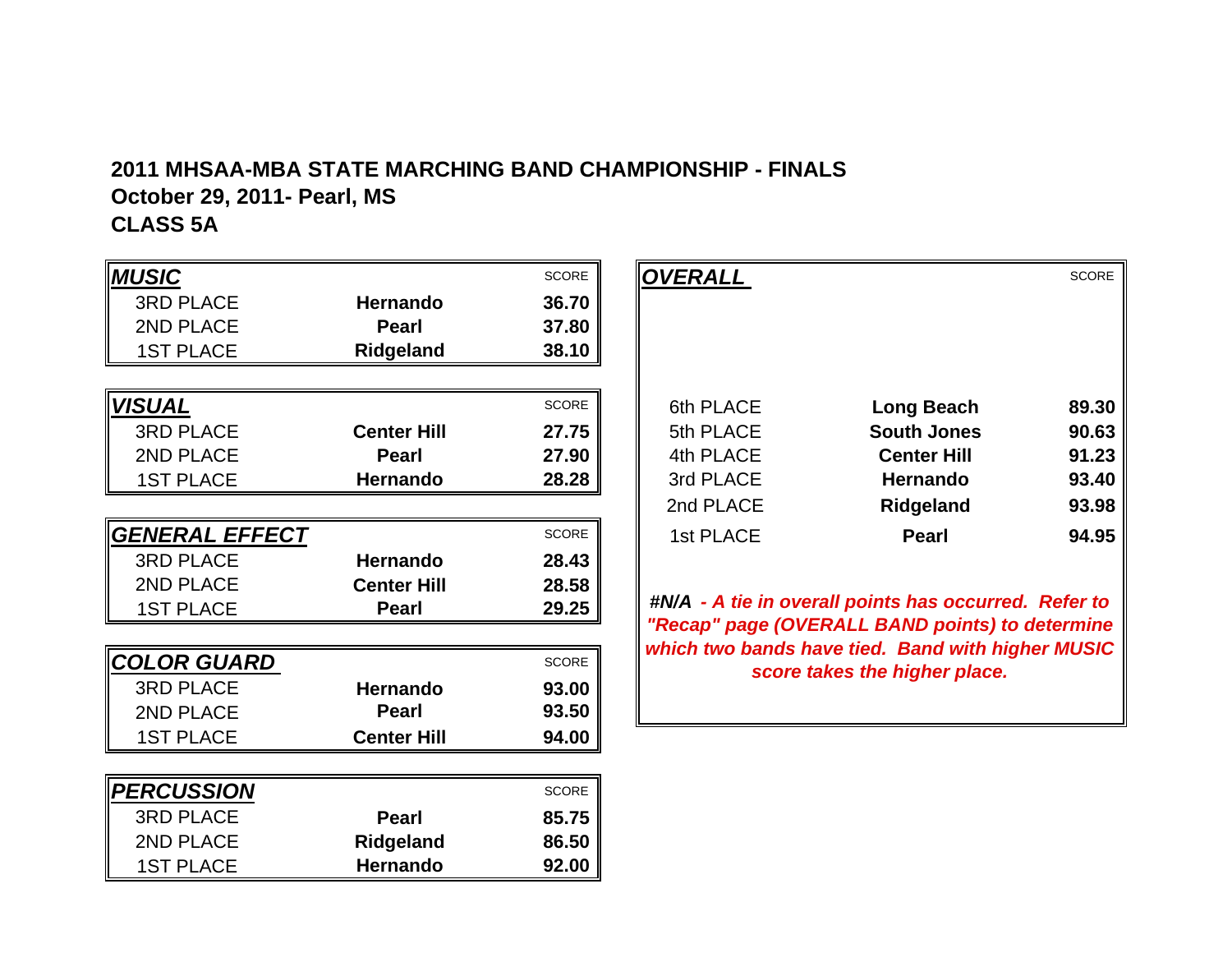**2011 MHSAA-MBA STATE MARCHING BAND CHAMPIONSHIP - FINALS**
**October 29, 2011- Pearl, MS**
**CLASS 5A**

| ***MUSIC*** | | SCORE |
|---|---|---|
| 3RD PLACE | **Hernando** | **36.70** |
| 2ND PLACE | **Pearl** | **37.80** |
| 1ST PLACE | **Ridgeland** | **38.10** |

| ***VISUAL*** | | SCORE |
|---|---|---|
| 3RD PLACE | **Center Hill** | **27.75** |
| 2ND PLACE | **Pearl** | **27.90** |
| 1ST PLACE | **Hernando** | **28.28** |

| ***GENERAL EFFECT*** | | SCORE |
|---|---|---|
| 3RD PLACE | **Hernando** | **28.43** |
| 2ND PLACE | **Center Hill** | **28.58** |
| 1ST PLACE | **Pearl** | **29.25** |

| ***COLOR GUARD*** | | SCORE |
|---|---|---|
| 3RD PLACE | **Hernando** | **93.00** |
| 2ND PLACE | **Pearl** | **93.50** |
| 1ST PLACE | **Center Hill** | **94.00** |

| ***PERCUSSION*** | | SCORE |
|---|---|---|
| 3RD PLACE | **Pearl** | **85.75** |
| 2ND PLACE | **Ridgeland** | **86.50** |
| 1ST PLACE | **Hernando** | **92.00** |

| ***OVERALL*** | | SCORE |
|---|---|---|
| 6th PLACE | **Long Beach** | **89.30** |
| 5th PLACE | **South Jones** | **90.63** |
| 4th PLACE | **Center Hill** | **91.23** |
| 3rd PLACE | **Hernando** | **93.40** |
| 2nd PLACE | **Ridgeland** | **93.98** |
| 1st PLACE | **Pearl** | **94.95** |

***#N/A - A tie in overall points has occurred. Refer to "Recap" page (OVERALL BAND points) to determine which two bands have tied. Band with higher MUSIC score takes the higher place.***